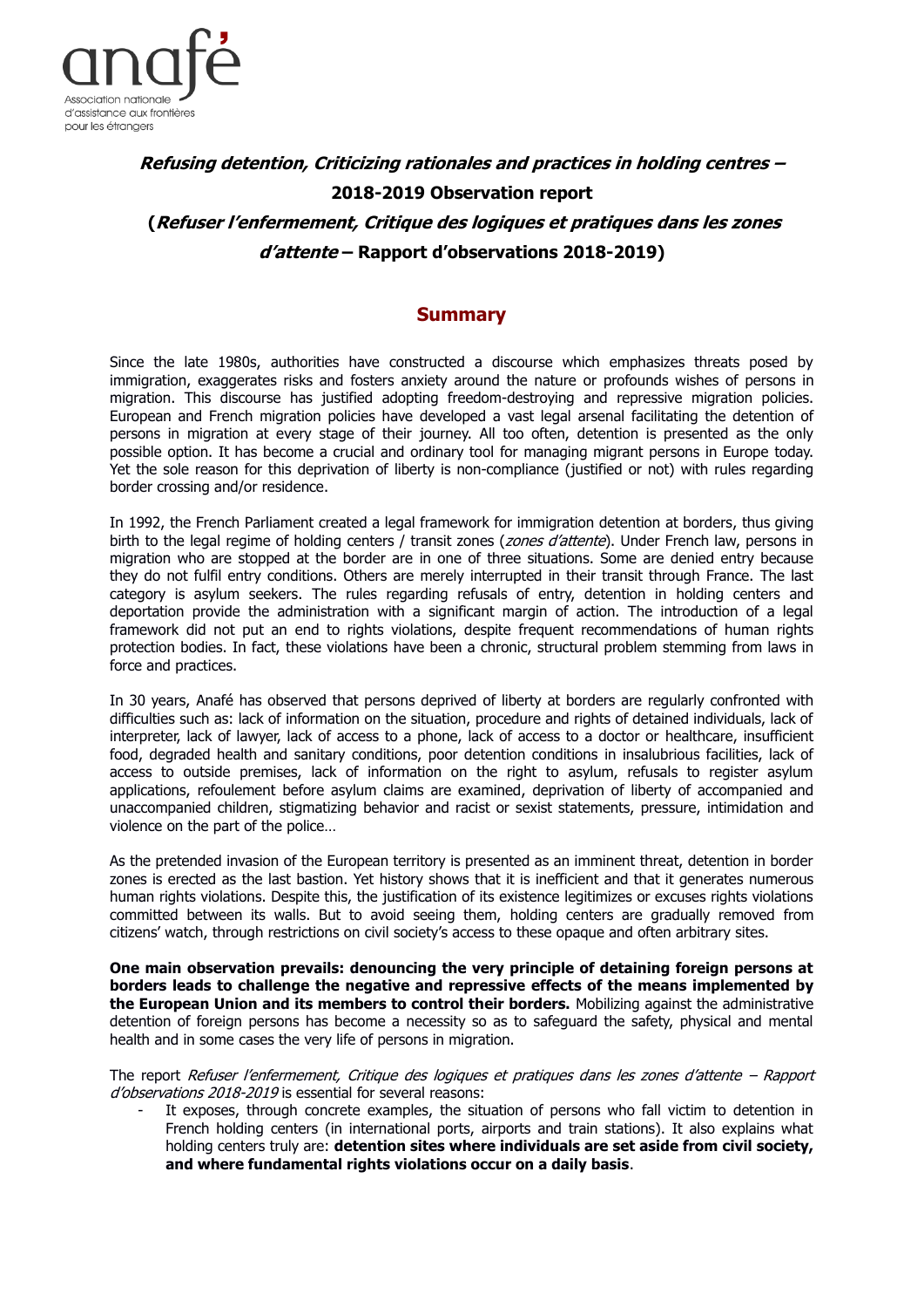anafé

Association nationale d'assistance aux frontières pour les étrangers

# *Refusing detention, Criticizing rationales and practices in holding centres –* 2018-2019 Observation report (*Refuser l'enfermement, Critique des logiques et pratiques dans les zones d'attente* – Rapport d'observations 2018-2019)

## Summary

Since the late 1980s, authorities have constructed a discourse which emphasizes threats posed by immigration, exaggerates risks and fosters anxiety around the nature or profounds wishes of persons in migration. This discourse has justified adopting freedom-destroying and repressive migration policies. European and French migration policies have developed a vast legal arsenal facilitating the detention of persons in migration at every stage of their journey. All too often, detention is presented as the only possible option. It has become a crucial and ordinary tool for managing migrant persons in Europe today. Yet the sole reason for this deprivation of liberty is non-compliance (justified or not) with rules regarding border crossing and/or residence.

In 1992, the French Parliament created a legal framework for immigration detention at borders, thus giving birth to the legal regime of holding centers / transit zones (*zones d'attente*). Under French law, persons in migration who are stopped at the border are in one of three situations. Some are denied entry because they do not fulfil entry conditions. Others are merely interrupted in their transit through France. The last category is asylum seekers. The rules regarding refusals of entry, detention in holding centers and deportation provide the administration with a significant margin of action. The introduction of a legal framework did not put an end to rights violations, despite frequent recommendations of human rights protection bodies. In fact, these violations have been a chronic, structural problem stemming from laws in force and practices.

In 30 years, Anafé has observed that persons deprived of liberty at borders are regularly confronted with difficulties such as: lack of information on the situation, procedure and rights of detained individuals, lack of interpreter, lack of lawyer, lack of access to a phone, lack of access to a doctor or healthcare, insufficient food, degraded health and sanitary conditions, poor detention conditions in insalubrious facilities, lack of access to outside premises, lack of information on the right to asylum, refusals to register asylum applications, refoulement before asylum claims are examined, deprivation of liberty of accompanied and unaccompanied children, stigmatizing behavior and racist or sexist statements, pressure, intimidation and violence on the part of the police…

As the pretended invasion of the European territory is presented as an imminent threat, detention in border zones is erected as the last bastion. Yet history shows that it is inefficient and that it generates numerous human rights violations. Despite this, the justification of its existence legitimizes or excuses rights violations committed between its walls. But to avoid seeing them, holding centers are gradually removed from citizens' watch, through restrictions on civil society's access to these opaque and often arbitrary sites.

**One main observation prevails: denouncing the very principle of detaining foreign persons at borders leads to challenge the negative and repressive effects of the means implemented by the European Union and its members to control their borders.** Mobilizing against the administrative detention of foreign persons has become a necessity so as to safeguard the safety, physical and mental health and in some cases the very life of persons in migration.

The report *Refuser l'enfermement, Critique des logiques et pratiques dans les zones d'attente – Rapport d'observations 2018-2019* is essential for several reasons:

- It exposes, through concrete examples, the situation of persons who fall victim to detention in French holding centers (in international ports, airports and train stations). It also explains what holding centers truly are: **detention sites where individuals are set aside from civil society, and where fundamental rights violations occur on a daily basis**.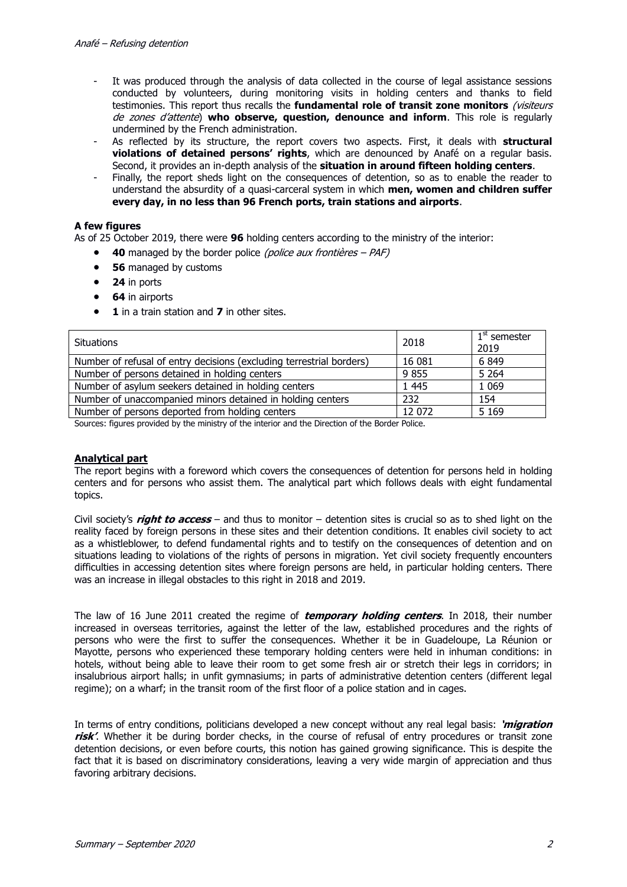- It was produced through the analysis of data collected in the course of legal assistance sessions conducted by volunteers, during monitoring visits in holding centers and thanks to field testimonies. This report thus recalls the **fundamental role of transit zone monitors** *(visiteurs de zones d'attente*) **who observe, question, denounce and inform**. This role is regularly undermined by the French administration.
- As reflected by its structure, the report covers two aspects. First, it deals with **structural violations of detained persons' rights**, which are denounced by Anafé on a regular basis. Second, it provides an in-depth analysis of the **situation in around fifteen holding centers**.
- Finally, the report sheds light on the consequences of detention, so as to enable the reader to understand the absurdity of a quasi-carceral system in which **men, women and children suffer every day, in no less than 96 French ports, train stations and airports**.

**A few figures**

As of 25 October 2019, there were **96** holding centers according to the ministry of the interior:

- **40** managed by the border police *(police aux frontières – PAF)*
- **56** managed by customs
- **24** in ports
- **64** in airports
- **1** in a train station and **7** in other sites.

| Situations | 2018 | 1st semester 2019 |
|---|---|---|
| Number of refusal of entry decisions (excluding terrestrial borders) | 16 081 | 6 849 |
| Number of persons detained in holding centers | 9 855 | 5 264 |
| Number of asylum seekers detained in holding centers | 1 445 | 1 069 |
| Number of unaccompanied minors detained in holding centers | 232 | 154 |
| Number of persons deported from holding centers | 12 072 | 5 169 |

Sources: figures provided by the ministry of the interior and the Direction of the Border Police.

**Analytical part**

The report begins with a foreword which covers the consequences of detention for persons held in holding centers and for persons who assist them. The analytical part which follows deals with eight fundamental topics.

Civil society's ***right to access*** – and thus to monitor – detention sites is crucial so as to shed light on the reality faced by foreign persons in these sites and their detention conditions. It enables civil society to act as a whistleblower, to defend fundamental rights and to testify on the consequences of detention and on situations leading to violations of the rights of persons in migration. Yet civil society frequently encounters difficulties in accessing detention sites where foreign persons are held, in particular holding centers. There was an increase in illegal obstacles to this right in 2018 and 2019.

The law of 16 June 2011 created the regime of ***temporary holding centers***. In 2018, their number increased in overseas territories, against the letter of the law, established procedures and the rights of persons who were the first to suffer the consequences. Whether it be in Guadeloupe, La Réunion or Mayotte, persons who experienced these temporary holding centers were held in inhuman conditions: in hotels, without being able to leave their room to get some fresh air or stretch their legs in corridors; in insalubrious airport halls; in unfit gymnasiums; in parts of administrative detention centers (different legal regime); on a wharf; in the transit room of the first floor of a police station and in cages.

In terms of entry conditions, politicians developed a new concept without any real legal basis: ***'migration risk'***. Whether it be during border checks, in the course of refusal of entry procedures or transit zone detention decisions, or even before courts, this notion has gained growing significance. This is despite the fact that it is based on discriminatory considerations, leaving a very wide margin of appreciation and thus favoring arbitrary decisions.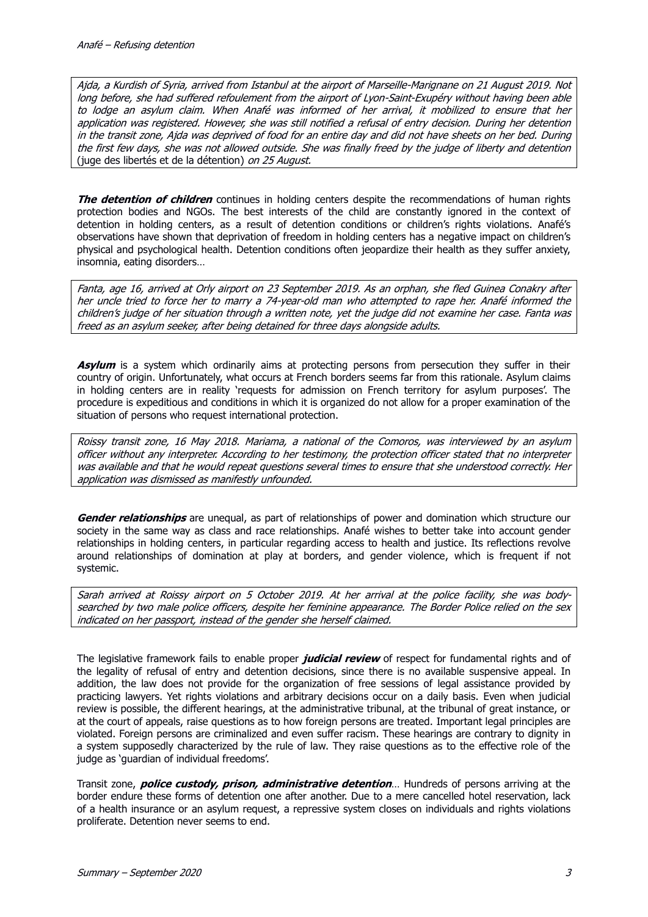*Ajda, a Kurdish of Syria, arrived from Istanbul at the airport of Marseille-Marignane on 21 August 2019. Not long before, she had suffered refoulement from the airport of Lyon-Saint-Exupéry without having been able to lodge an asylum claim. When Anafé was informed of her arrival, it mobilized to ensure that her application was registered. However, she was still notified a refusal of entry decision. During her detention in the transit zone, Ajda was deprived of food for an entire day and did not have sheets on her bed. During the first few days, she was not allowed outside. She was finally freed by the judge of liberty and detention* (juge des libertés et de la détention) *on 25 August.*

***The detention of children*** continues in holding centers despite the recommendations of human rights protection bodies and NGOs. The best interests of the child are constantly ignored in the context of detention in holding centers, as a result of detention conditions or children's rights violations. Anafé's observations have shown that deprivation of freedom in holding centers has a negative impact on children's physical and psychological health. Detention conditions often jeopardize their health as they suffer anxiety, insomnia, eating disorders…

*Fanta, age 16, arrived at Orly airport on 23 September 2019. As an orphan, she fled Guinea Conakry after her uncle tried to force her to marry a 74-year-old man who attempted to rape her. Anafé informed the children's judge of her situation through a written note, yet the judge did not examine her case. Fanta was freed as an asylum seeker, after being detained for three days alongside adults.*

***Asylum*** is a system which ordinarily aims at protecting persons from persecution they suffer in their country of origin. Unfortunately, what occurs at French borders seems far from this rationale. Asylum claims in holding centers are in reality 'requests for admission on French territory for asylum purposes'. The procedure is expeditious and conditions in which it is organized do not allow for a proper examination of the situation of persons who request international protection.

*Roissy transit zone, 16 May 2018. Mariama, a national of the Comoros, was interviewed by an asylum officer without any interpreter. According to her testimony, the protection officer stated that no interpreter was available and that he would repeat questions several times to ensure that she understood correctly. Her application was dismissed as manifestly unfounded.*

***Gender relationships*** are unequal, as part of relationships of power and domination which structure our society in the same way as class and race relationships. Anafé wishes to better take into account gender relationships in holding centers, in particular regarding access to health and justice. Its reflections revolve around relationships of domination at play at borders, and gender violence, which is frequent if not systemic.

*Sarah arrived at Roissy airport on 5 October 2019. At her arrival at the police facility, she was body-searched by two male police officers, despite her feminine appearance. The Border Police relied on the sex indicated on her passport, instead of the gender she herself claimed.*

The legislative framework fails to enable proper ***judicial review*** of respect for fundamental rights and of the legality of refusal of entry and detention decisions, since there is no available suspensive appeal. In addition, the law does not provide for the organization of free sessions of legal assistance provided by practicing lawyers. Yet rights violations and arbitrary decisions occur on a daily basis. Even when judicial review is possible, the different hearings, at the administrative tribunal, at the tribunal of great instance, or at the court of appeals, raise questions as to how foreign persons are treated. Important legal principles are violated. Foreign persons are criminalized and even suffer racism. These hearings are contrary to dignity in a system supposedly characterized by the rule of law. They raise questions as to the effective role of the judge as 'guardian of individual freedoms'.

Transit zone, ***police custody, prison, administrative detention***… Hundreds of persons arriving at the border endure these forms of detention one after another. Due to a mere cancelled hotel reservation, lack of a health insurance or an asylum request, a repressive system closes on individuals and rights violations proliferate. Detention never seems to end.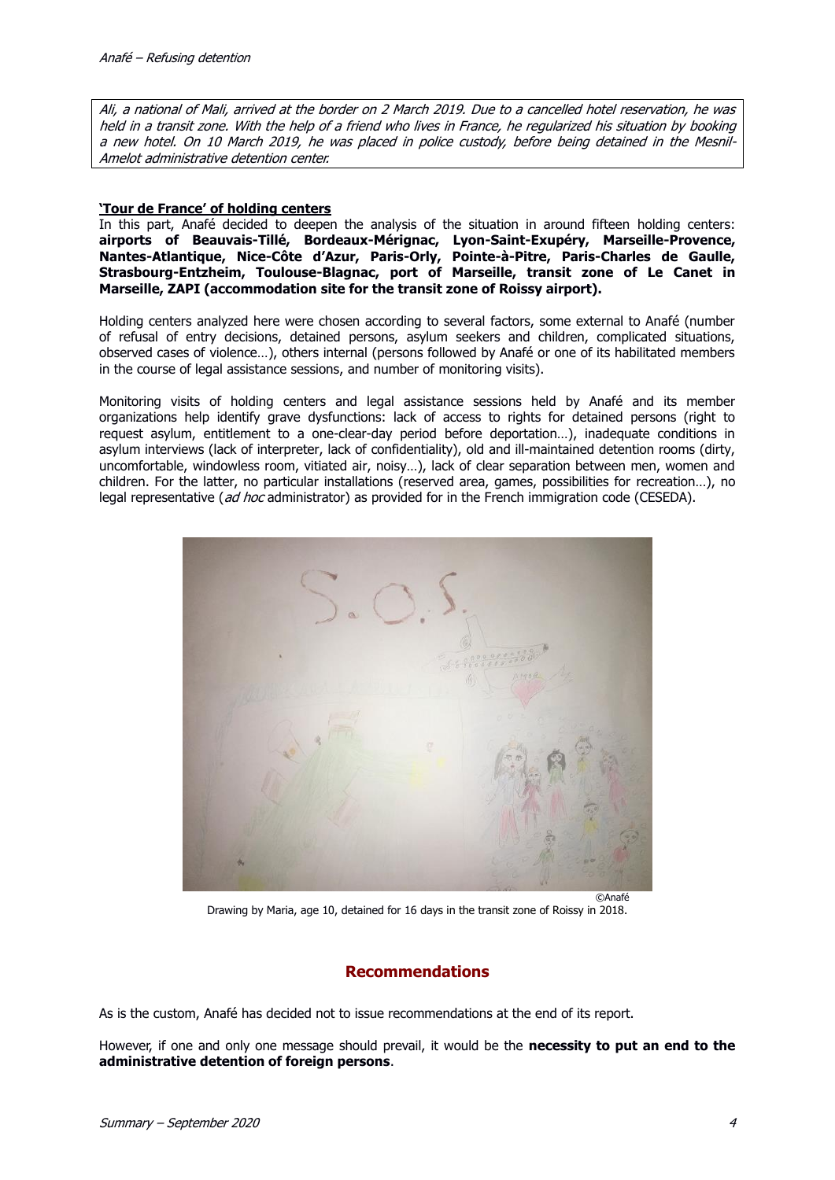*Ali, a national of Mali, arrived at the border on 2 March 2019. Due to a cancelled hotel reservation, he was held in a transit zone. With the help of a friend who lives in France, he regularized his situation by booking a new hotel. On 10 March 2019, he was placed in police custody, before being detained in the Mesnil-Amelot administrative detention center.*

**'Tour de France' of holding centers**

In this part, Anafé decided to deepen the analysis of the situation in around fifteen holding centers: **airports of Beauvais-Tillé, Bordeaux-Mérignac, Lyon-Saint-Exupéry, Marseille-Provence, Nantes-Atlantique, Nice-Côte d'Azur, Paris-Orly, Pointe-à-Pitre, Paris-Charles de Gaulle, Strasbourg-Entzheim, Toulouse-Blagnac, port of Marseille, transit zone of Le Canet in Marseille, ZAPI (accommodation site for the transit zone of Roissy airport).**

Holding centers analyzed here were chosen according to several factors, some external to Anafé (number of refusal of entry decisions, detained persons, asylum seekers and children, complicated situations, observed cases of violence…), others internal (persons followed by Anafé or one of its habilitated members in the course of legal assistance sessions, and number of monitoring visits).

Monitoring visits of holding centers and legal assistance sessions held by Anafé and its member organizations help identify grave dysfunctions: lack of access to rights for detained persons (right to request asylum, entitlement to a one-clear-day period before deportation…), inadequate conditions in asylum interviews (lack of interpreter, lack of confidentiality), old and ill-maintained detention rooms (dirty, uncomfortable, windowless room, vitiated air, noisy…), lack of clear separation between men, women and children. For the latter, no particular installations (reserved area, games, possibilities for recreation…), no legal representative (*ad hoc* administrator) as provided for in the French immigration code (CESEDA).

©Anafé

Drawing by Maria, age 10, detained for 16 days in the transit zone of Roissy in 2018.

## Recommendations

As is the custom, Anafé has decided not to issue recommendations at the end of its report.

However, if one and only one message should prevail, it would be the **necessity to put an end to the administrative detention of foreign persons**.